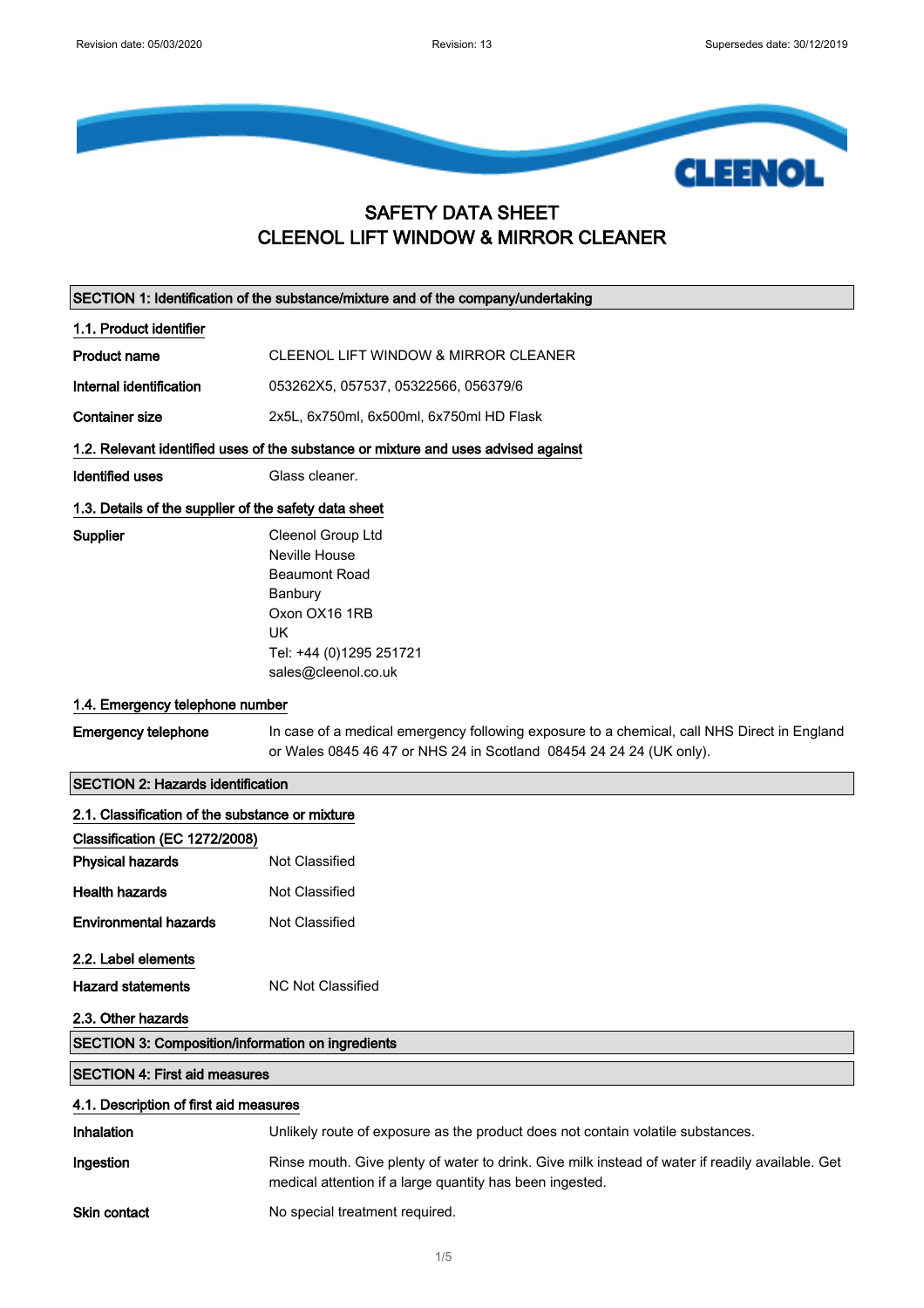# SAFETY DATA SHEET
# CLEENOL LIFT WINDOW & MIRROR CLEANER

## SECTION 1: Identification of the substance/mixture and of the company/undertaking

### 1.1. Product identifier

**Product name** CLEENOL LIFT WINDOW & MIRROR CLEANER

**Internal identification** 053262X5, 057537, 05322566, 056379/6

**Container size** 2x5L, 6x750ml, 6x500ml, 6x750ml HD Flask

### 1.2. Relevant identified uses of the substance or mixture and uses advised against

**Identified uses** Glass cleaner.

### 1.3. Details of the supplier of the safety data sheet

**Supplier**
Cleenol Group Ltd
Neville House
Beaumont Road
Banbury
Oxon OX16 1RB
UK
Tel: +44 (0)1295 251721
sales@cleenol.co.uk

### 1.4. Emergency telephone number

**Emergency telephone** In case of a medical emergency following exposure to a chemical, call NHS Direct in England or Wales 0845 46 47 or NHS 24 in Scotland 08454 24 24 24 (UK only).

## SECTION 2: Hazards identification

### 2.1. Classification of the substance or mixture

**Classification (EC 1272/2008)**

**Physical hazards** Not Classified

**Health hazards** Not Classified

**Environmental hazards** Not Classified

### 2.2. Label elements

**Hazard statements** NC Not Classified

### 2.3. Other hazards

## SECTION 3: Composition/information on ingredients

## SECTION 4: First aid measures

### 4.1. Description of first aid measures

**Inhalation** Unlikely route of exposure as the product does not contain volatile substances.

**Ingestion** Rinse mouth. Give plenty of water to drink. Give milk instead of water if readily available. Get medical attention if a large quantity has been ingested.

**Skin contact** No special treatment required.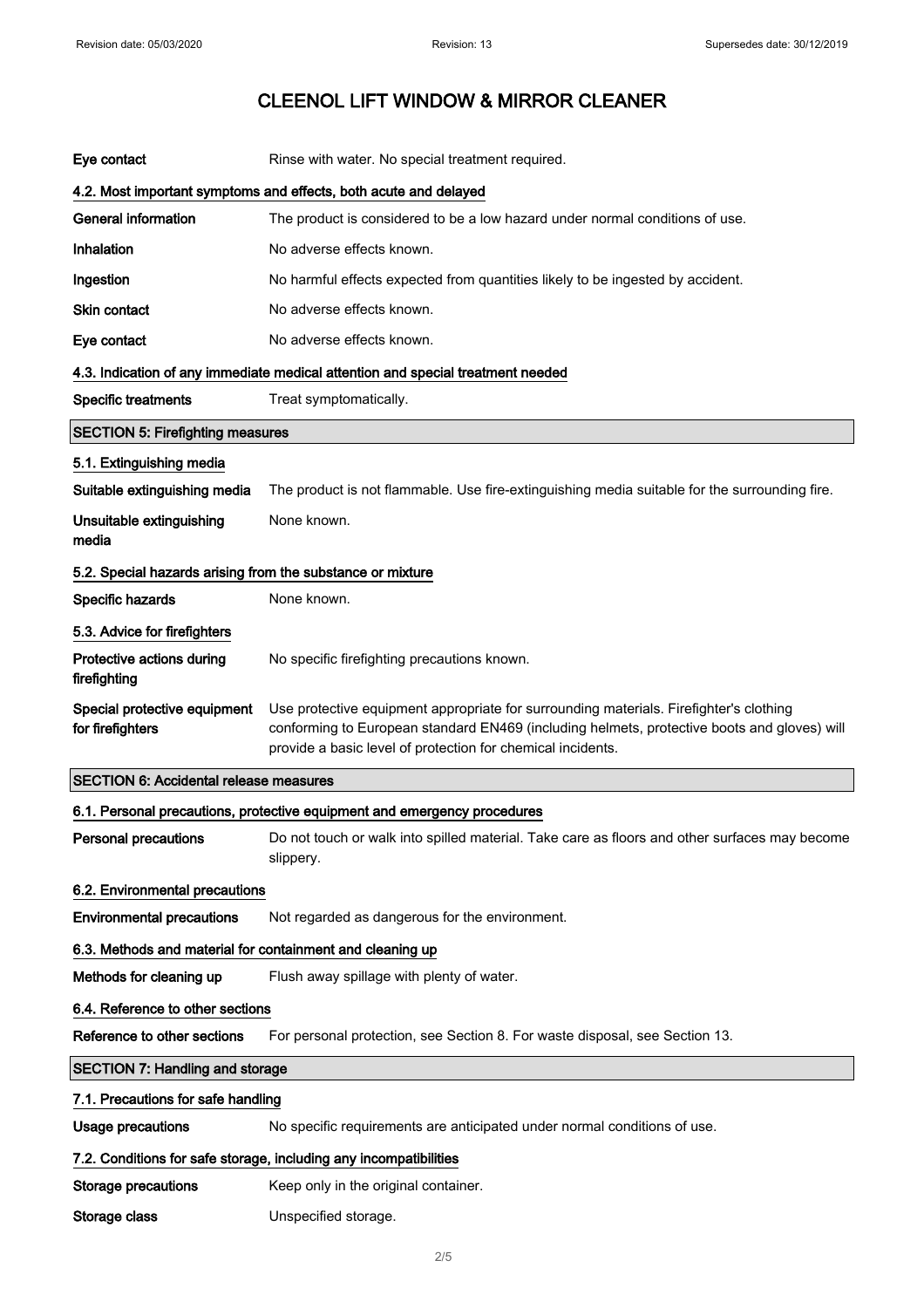# CLEENOL LIFT WINDOW & MIRROR CLEANER

| | |
|---|---|
| **Eye contact** | Rinse with water. No special treatment required. |

### 4.2. Most important symptoms and effects, both acute and delayed

| | |
|---|---|
| **General information** | The product is considered to be a low hazard under normal conditions of use. |
| **Inhalation** | No adverse effects known. |
| **Ingestion** | No harmful effects expected from quantities likely to be ingested by accident. |
| **Skin contact** | No adverse effects known. |
| **Eye contact** | No adverse effects known. |

### 4.3. Indication of any immediate medical attention and special treatment needed

| | |
|---|---|
| **Specific treatments** | Treat symptomatically. |

## SECTION 5: Firefighting measures

### 5.1. Extinguishing media

| | |
|---|---|
| **Suitable extinguishing media** | The product is not flammable. Use fire-extinguishing media suitable for the surrounding fire. |
| **Unsuitable extinguishing media** | None known. |

### 5.2. Special hazards arising from the substance or mixture

| | |
|---|---|
| **Specific hazards** | None known. |

### 5.3. Advice for firefighters

| | |
|---|---|
| **Protective actions during firefighting** | No specific firefighting precautions known. |
| **Special protective equipment for firefighters** | Use protective equipment appropriate for surrounding materials. Firefighter's clothing conforming to European standard EN469 (including helmets, protective boots and gloves) will provide a basic level of protection for chemical incidents. |

## SECTION 6: Accidental release measures

### 6.1. Personal precautions, protective equipment and emergency procedures

| | |
|---|---|
| **Personal precautions** | Do not touch or walk into spilled material. Take care as floors and other surfaces may become slippery. |

### 6.2. Environmental precautions

| | |
|---|---|
| **Environmental precautions** | Not regarded as dangerous for the environment. |

### 6.3. Methods and material for containment and cleaning up

| | |
|---|---|
| **Methods for cleaning up** | Flush away spillage with plenty of water. |

### 6.4. Reference to other sections

| | |
|---|---|
| **Reference to other sections** | For personal protection, see Section 8. For waste disposal, see Section 13. |

## SECTION 7: Handling and storage

### 7.1. Precautions for safe handling

| | |
|---|---|
| **Usage precautions** | No specific requirements are anticipated under normal conditions of use. |

### 7.2. Conditions for safe storage, including any incompatibilities

| | |
|---|---|
| **Storage precautions** | Keep only in the original container. |
| **Storage class** | Unspecified storage. |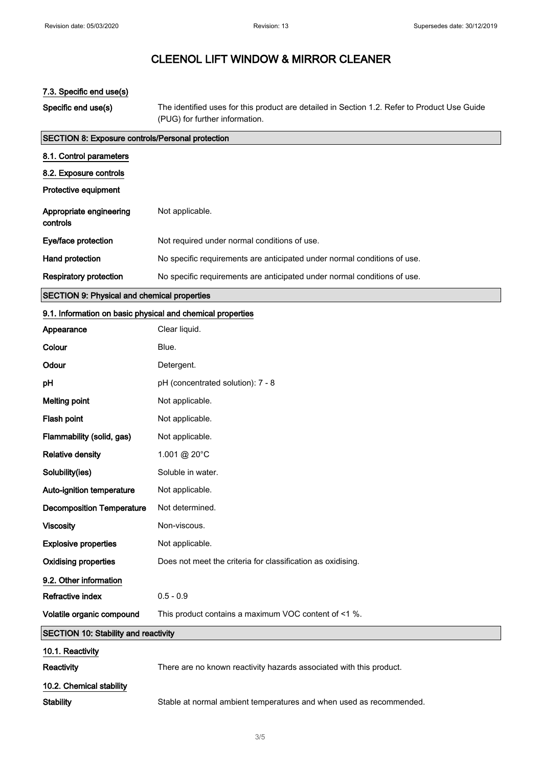# CLEENOL LIFT WINDOW & MIRROR CLEANER

### 7.3. Specific end use(s)

| | |
|---|---|
| **Specific end use(s)** | The identified uses for this product are detailed in Section 1.2. Refer to Product Use Guide (PUG) for further information. |

## SECTION 8: Exposure controls/Personal protection

### 8.1. Control parameters

### 8.2. Exposure controls

**Protective equipment**

| | |
|---|---|
| **Appropriate engineering controls** | Not applicable. |
| **Eye/face protection** | Not required under normal conditions of use. |
| **Hand protection** | No specific requirements are anticipated under normal conditions of use. |
| **Respiratory protection** | No specific requirements are anticipated under normal conditions of use. |

## SECTION 9: Physical and chemical properties

### 9.1. Information on basic physical and chemical properties

| | |
|---|---|
| **Appearance** | Clear liquid. |
| **Colour** | Blue. |
| **Odour** | Detergent. |
| **pH** | pH (concentrated solution): 7 - 8 |
| **Melting point** | Not applicable. |
| **Flash point** | Not applicable. |
| **Flammability (solid, gas)** | Not applicable. |
| **Relative density** | 1.001 @ 20°C |
| **Solubility(ies)** | Soluble in water. |
| **Auto-ignition temperature** | Not applicable. |
| **Decomposition Temperature** | Not determined. |
| **Viscosity** | Non-viscous. |
| **Explosive properties** | Not applicable. |
| **Oxidising properties** | Does not meet the criteria for classification as oxidising. |

### 9.2. Other information

| | |
|---|---|
| **Refractive index** | 0.5 - 0.9 |
| **Volatile organic compound** | This product contains a maximum VOC content of <1 %. |

## SECTION 10: Stability and reactivity

### 10.1. Reactivity

| | |
|---|---|
| **Reactivity** | There are no known reactivity hazards associated with this product. |

### 10.2. Chemical stability

| | |
|---|---|
| **Stability** | Stable at normal ambient temperatures and when used as recommended. |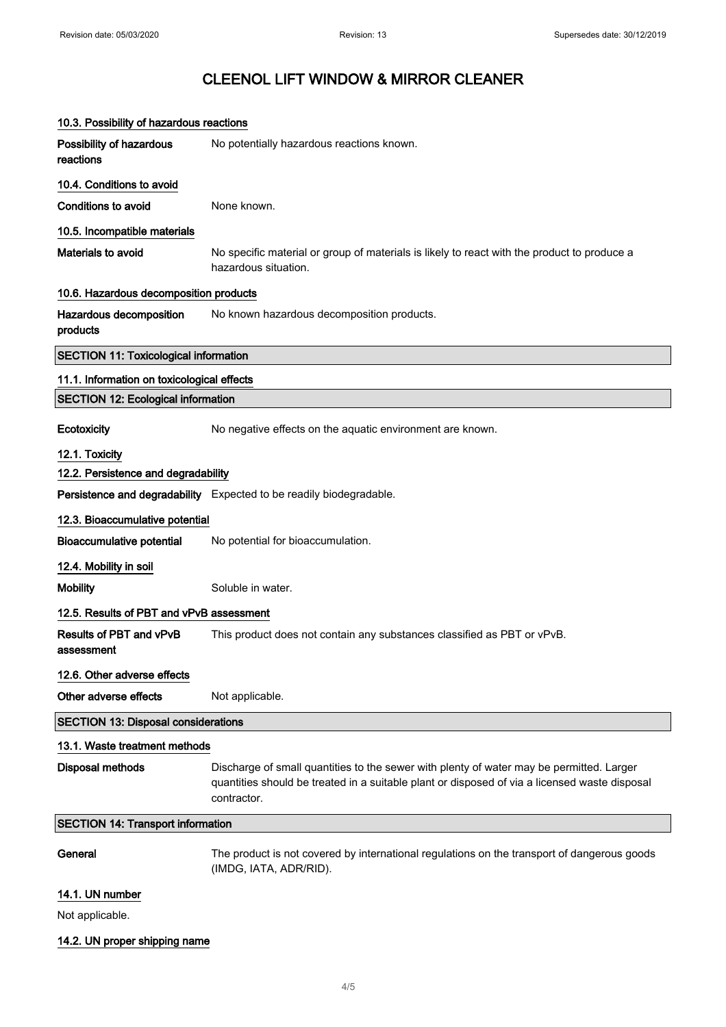# CLEENOL LIFT WINDOW & MIRROR CLEANER

### 10.3. Possibility of hazardous reactions

**Possibility of hazardous reactions** No potentially hazardous reactions known.

### 10.4. Conditions to avoid

**Conditions to avoid** None known.

### 10.5. Incompatible materials

**Materials to avoid** No specific material or group of materials is likely to react with the product to produce a hazardous situation.

### 10.6. Hazardous decomposition products

**Hazardous decomposition products** No known hazardous decomposition products.

## SECTION 11: Toxicological information

### 11.1. Information on toxicological effects

## SECTION 12: Ecological information

**Ecotoxicity** No negative effects on the aquatic environment are known.

### 12.1. Toxicity

### 12.2. Persistence and degradability

**Persistence and degradability** Expected to be readily biodegradable.

### 12.3. Bioaccumulative potential

**Bioaccumulative potential** No potential for bioaccumulation.

### 12.4. Mobility in soil

**Mobility** Soluble in water.

### 12.5. Results of PBT and vPvB assessment

**Results of PBT and vPvB assessment** This product does not contain any substances classified as PBT or vPvB.

### 12.6. Other adverse effects

**Other adverse effects** Not applicable.

## SECTION 13: Disposal considerations

### 13.1. Waste treatment methods

**Disposal methods** Discharge of small quantities to the sewer with plenty of water may be permitted. Larger quantities should be treated in a suitable plant or disposed of via a licensed waste disposal contractor.

## SECTION 14: Transport information

**General** The product is not covered by international regulations on the transport of dangerous goods (IMDG, IATA, ADR/RID).

### 14.1. UN number

Not applicable.

### 14.2. UN proper shipping name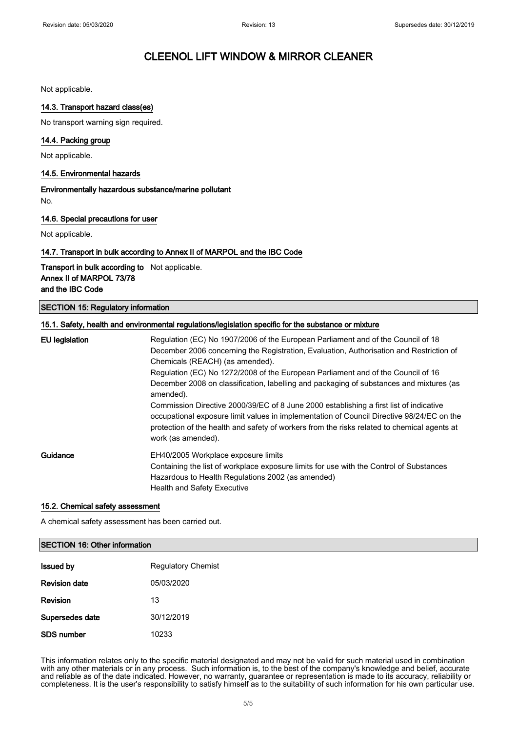Not applicable.

### 14.3. Transport hazard class(es)

No transport warning sign required.

### 14.4. Packing group

Not applicable.

### 14.5. Environmental hazards

**Environmentally hazardous substance/marine pollutant**

No.

### 14.6. Special precautions for user

Not applicable.

### 14.7. Transport in bulk according to Annex II of MARPOL and the IBC Code

| | |
|---|---|
| **Transport in bulk according to Annex II of MARPOL 73/78 and the IBC Code** | Not applicable. |

## SECTION 15: Regulatory information

### 15.1. Safety, health and environmental regulations/legislation specific for the substance or mixture

| | |
|---|---|
| **EU legislation** | Regulation (EC) No 1907/2006 of the European Parliament and of the Council of 18 December 2006 concerning the Registration, Evaluation, Authorisation and Restriction of Chemicals (REACH) (as amended).<br>Regulation (EC) No 1272/2008 of the European Parliament and of the Council of 16 December 2008 on classification, labelling and packaging of substances and mixtures (as amended).<br>Commission Directive 2000/39/EC of 8 June 2000 establishing a first list of indicative occupational exposure limit values in implementation of Council Directive 98/24/EC on the protection of the health and safety of workers from the risks related to chemical agents at work (as amended). |
| **Guidance** | EH40/2005 Workplace exposure limits<br>Containing the list of workplace exposure limits for use with the Control of Substances Hazardous to Health Regulations 2002 (as amended)<br>Health and Safety Executive |

### 15.2. Chemical safety assessment

A chemical safety assessment has been carried out.

## SECTION 16: Other information

| | |
|---|---|
| **Issued by** | Regulatory Chemist |
| **Revision date** | 05/03/2020 |
| **Revision** | 13 |
| **Supersedes date** | 30/12/2019 |
| **SDS number** | 10233 |

This information relates only to the specific material designated and may not be valid for such material used in combination with any other materials or in any process. Such information is, to the best of the company's knowledge and belief, accurate and reliable as of the date indicated. However, no warranty, guarantee or representation is made to its accuracy, reliability or completeness. It is the user's responsibility to satisfy himself as to the suitability of such information for his own particular use.